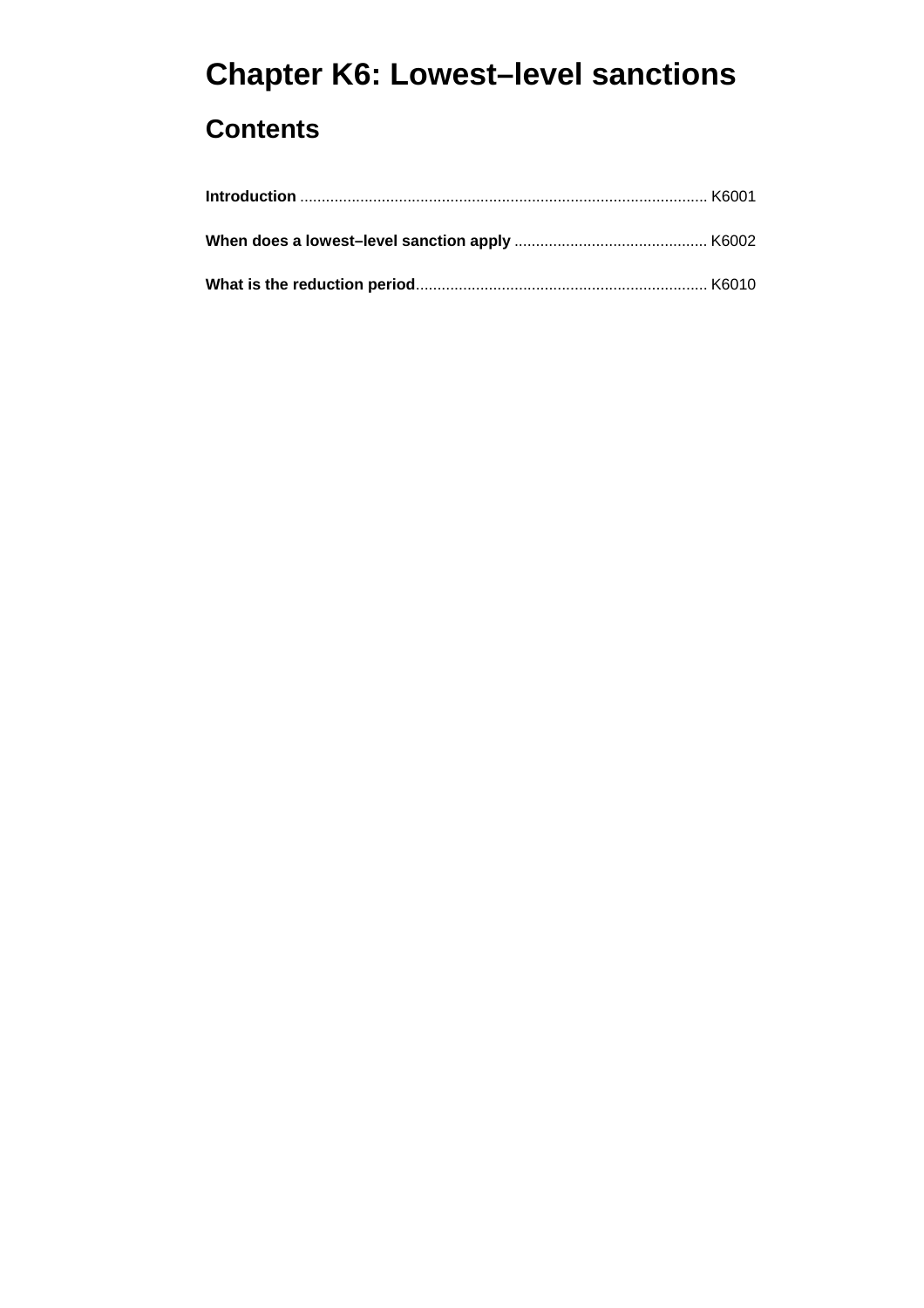# Chapter K6: Lowest–level sanctions

## Contents

**Introduction** .............................................................................................. K6001

**When does a lowest–level sanction apply** ............................................. K6002

**What is the reduction period**.................................................................... K6010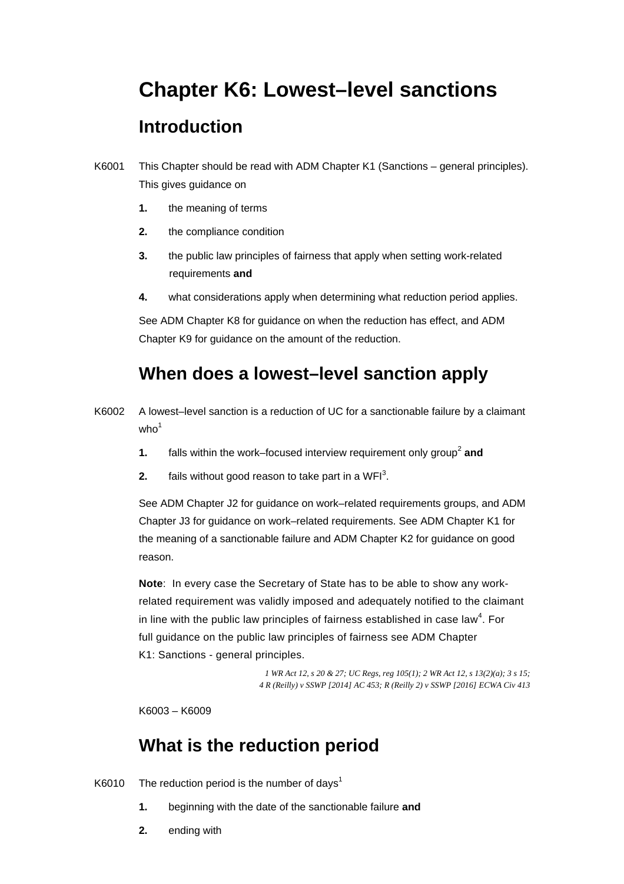# Chapter K6: Lowest–level sanctions

## Introduction

K6001 This Chapter should be read with ADM Chapter K1 (Sanctions – general principles). This gives guidance on

1. the meaning of terms
2. the compliance condition
3. the public law principles of fairness that apply when setting work-related requirements **and**
4. what considerations apply when determining what reduction period applies.

See ADM Chapter K8 for guidance on when the reduction has effect, and ADM Chapter K9 for guidance on the amount of the reduction.

## When does a lowest–level sanction apply

K6002 A lowest–level sanction is a reduction of UC for a sanctionable failure by a claimant who[1]

1. falls within the work–focused interview requirement only group[2] **and**
2. fails without good reason to take part in a WFI[3].

See ADM Chapter J2 for guidance on work–related requirements groups, and ADM Chapter J3 for guidance on work–related requirements. See ADM Chapter K1 for the meaning of a sanctionable failure and ADM Chapter K2 for guidance on good reason.

**Note**: In every case the Secretary of State has to be able to show any work-related requirement was validly imposed and adequately notified to the claimant in line with the public law principles of fairness established in case law[4]. For full guidance on the public law principles of fairness see ADM Chapter K1: Sanctions - general principles.

*1 WR Act 12, s 20 & 27; UC Regs, reg 105(1); 2 WR Act 12, s 13(2)(a); 3 s 15; 4 R (Reilly) v SSWP [2014] AC 453; R (Reilly 2) v SSWP [2016] ECWA Civ 413*

K6003 – K6009

## What is the reduction period

K6010 The reduction period is the number of days[1]

1. beginning with the date of the sanctionable failure **and**
2. ending with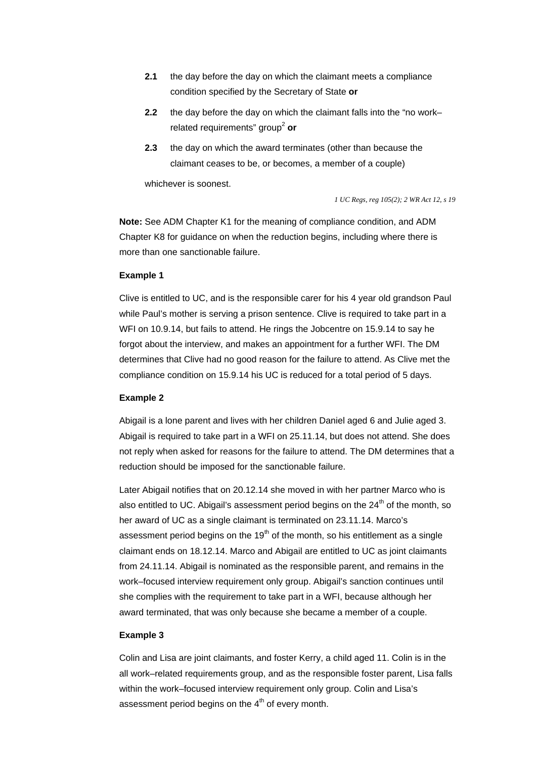**2.1** the day before the day on which the claimant meets a compliance condition specified by the Secretary of State **or**

**2.2** the day before the day on which the claimant falls into the "no work–related requirements" group[2] **or**

**2.3** the day on which the award terminates (other than because the claimant ceases to be, or becomes, a member of a couple)

whichever is soonest.

*1 UC Regs, reg 105(2); 2 WR Act 12, s 19*

**Note:** See ADM Chapter K1 for the meaning of compliance condition, and ADM Chapter K8 for guidance on when the reduction begins, including where there is more than one sanctionable failure.

**Example 1**

Clive is entitled to UC, and is the responsible carer for his 4 year old grandson Paul while Paul's mother is serving a prison sentence. Clive is required to take part in a WFI on 10.9.14, but fails to attend. He rings the Jobcentre on 15.9.14 to say he forgot about the interview, and makes an appointment for a further WFI. The DM determines that Clive had no good reason for the failure to attend. As Clive met the compliance condition on 15.9.14 his UC is reduced for a total period of 5 days.

**Example 2**

Abigail is a lone parent and lives with her children Daniel aged 6 and Julie aged 3. Abigail is required to take part in a WFI on 25.11.14, but does not attend. She does not reply when asked for reasons for the failure to attend. The DM determines that a reduction should be imposed for the sanctionable failure.

Later Abigail notifies that on 20.12.14 she moved in with her partner Marco who is also entitled to UC. Abigail's assessment period begins on the 24th of the month, so her award of UC as a single claimant is terminated on 23.11.14. Marco's assessment period begins on the 19th of the month, so his entitlement as a single claimant ends on 18.12.14. Marco and Abigail are entitled to UC as joint claimants from 24.11.14. Abigail is nominated as the responsible parent, and remains in the work–focused interview requirement only group. Abigail's sanction continues until she complies with the requirement to take part in a WFI, because although her award terminated, that was only because she became a member of a couple.

**Example 3**

Colin and Lisa are joint claimants, and foster Kerry, a child aged 11. Colin is in the all work–related requirements group, and as the responsible foster parent, Lisa falls within the work–focused interview requirement only group. Colin and Lisa's assessment period begins on the 4th of every month.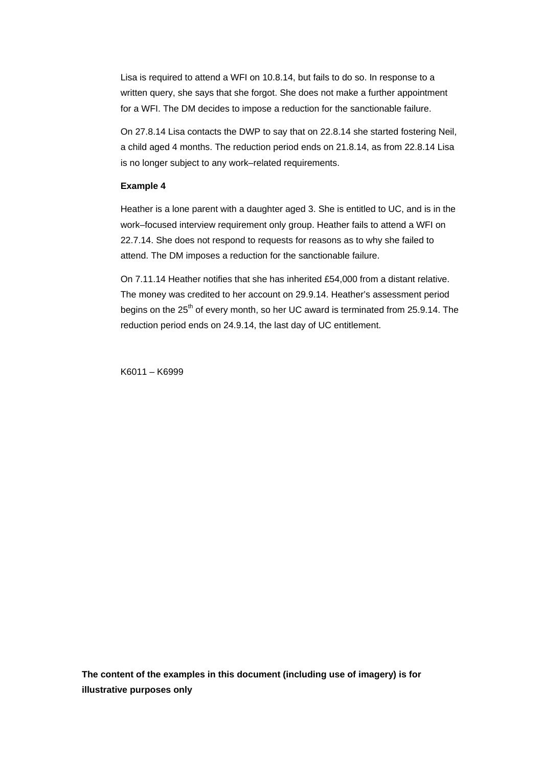Lisa is required to attend a WFI on 10.8.14, but fails to do so. In response to a written query, she says that she forgot. She does not make a further appointment for a WFI. The DM decides to impose a reduction for the sanctionable failure.

On 27.8.14 Lisa contacts the DWP to say that on 22.8.14 she started fostering Neil, a child aged 4 months. The reduction period ends on 21.8.14, as from 22.8.14 Lisa is no longer subject to any work–related requirements.

**Example 4**

Heather is a lone parent with a daughter aged 3. She is entitled to UC, and is in the work–focused interview requirement only group. Heather fails to attend a WFI on 22.7.14. She does not respond to requests for reasons as to why she failed to attend. The DM imposes a reduction for the sanctionable failure.

On 7.11.14 Heather notifies that she has inherited £54,000 from a distant relative. The money was credited to her account on 29.9.14. Heather's assessment period begins on the 25th of every month, so her UC award is terminated from 25.9.14. The reduction period ends on 24.9.14, the last day of UC entitlement.

K6011 – K6999

**The content of the examples in this document (including use of imagery) is for illustrative purposes only**